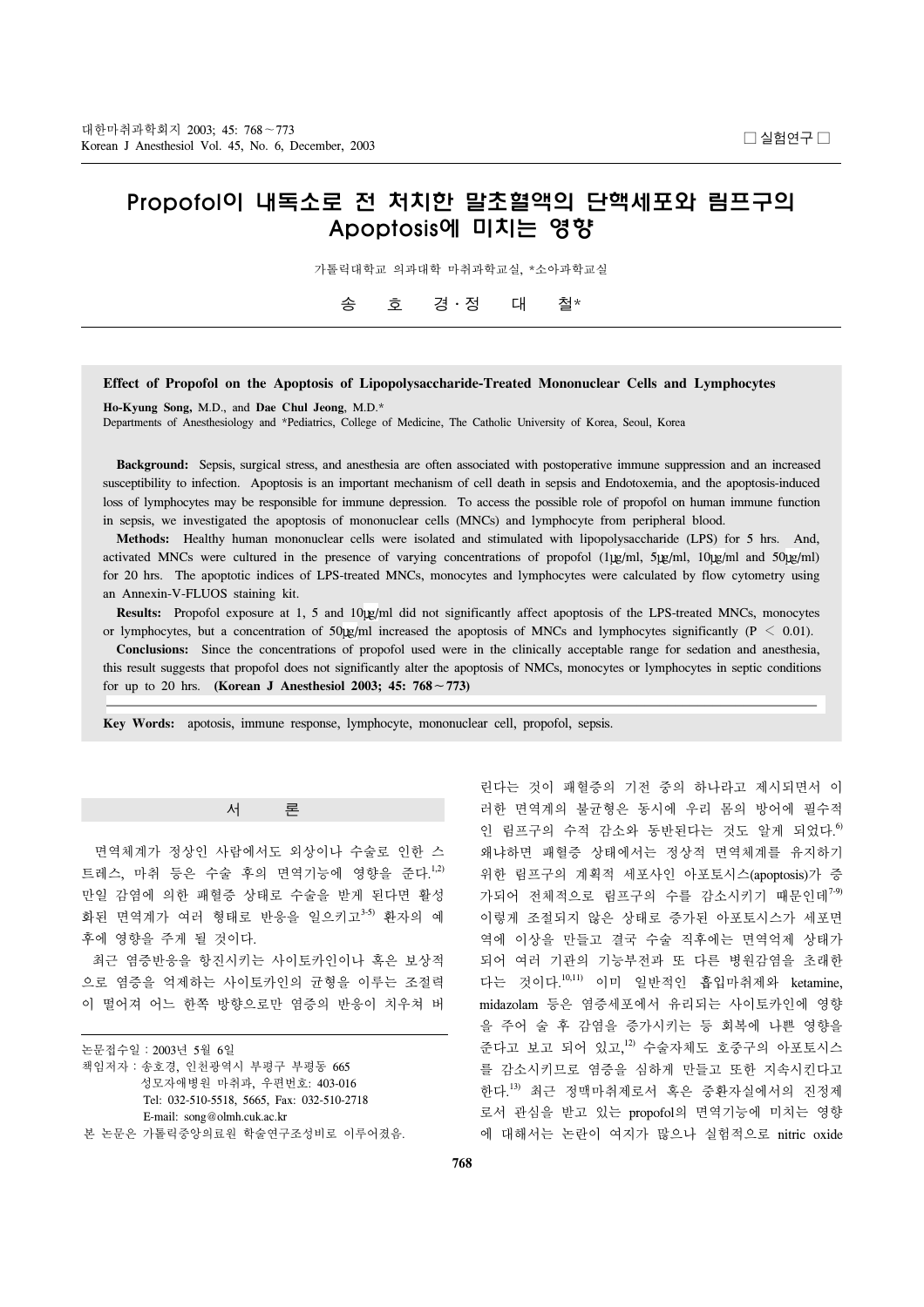□ 실험연구 □

# Propofol이 내독소로 전 처치한 말초혈액의 단핵세포와 림프구의 Apoptosis에 미치는 영향

가톨릭대학교 의과대학 마취과학교실, *소아과학교실

송 호 경 · 정 대 철*

## Effect of Propofol on the Apoptosis of Lipopolysaccharide-Treated Mononuclear Cells and Lymphocytes

**Ho-Kyung Song,** M.D., and **Dae Chul Jeong**, M.D.*

Departments of Anesthesiology and *Pediatrics, College of Medicine, The Catholic University of Korea, Seoul, Korea

**Background:** Sepsis, surgical stress, and anesthesia are often associated with postoperative immune suppression and an increased susceptibility to infection. Apoptosis is an important mechanism of cell death in sepsis and Endotoxemia, and the apoptosis-induced loss of lymphocytes may be responsible for immune depression. To access the possible role of propofol on human immune function in sepsis, we investigated the apoptosis of mononuclear cells (MNCs) and lymphocyte from peripheral blood.

**Methods:** Healthy human mononuclear cells were isolated and stimulated with lipopolysaccharide (LPS) for 5 hrs. And, activated MNCs were cultured in the presence of varying concentrations of propofol (1㎍/ml, 5㎍/ml, 10㎍/ml and 50㎍/ml) for 20 hrs. The apoptotic indices of LPS-treated MNCs, monocytes and lymphocytes were calculated by flow cytometry using an Annexin-V-FLUOS staining kit.

**Results:** Propofol exposure at 1, 5 and 10㎍/ml did not significantly affect apoptosis of the LPS-treated MNCs, monocytes or lymphocytes, but a concentration of 50㎍/ml increased the apoptosis of MNCs and lymphocytes significantly ($P < 0.01$).

**Conclusions:** Since the concentrations of propofol used were in the clinically acceptable range for sedation and anesthesia, this result suggests that propofol does not significantly alter the apoptosis of NMCs, monocytes or lymphocytes in septic conditions for up to 20 hrs. **(Korean J Anesthesiol 2003; 45: 768∼773)**

**Key Words:** apoptosis, immune response, lymphocyte, mononuclear cell, propofol, sepsis.

## 서 론

면역체계가 정상인 사람에서도 외상이나 수술로 인한 스트레스, 마취 등은 수술 후의 면역기능에 영향을 준다.[1,2] 만일 감염에 의한 패혈증 상태로 수술을 받게 된다면 활성화된 면역계가 여러 형태로 반응을 일으키고[3-5] 환자의 예후에 영향을 주게 될 것이다.

최근 염증반응을 항진시키는 사이토카인이나 혹은 보상적으로 염증을 억제하는 사이토카인의 균형을 이루는 조절력이 떨어져 어느 한쪽 방향으로만 염증의 반응이 치우쳐 버린다는 것이 패혈증의 기전 중의 하나라고 제시되면서 이러한 면역계의 불균형은 동시에 우리 몸의 방어에 필수적인 림프구의 수적 감소와 동반된다는 것도 알게 되었다.[6] 왜냐하면 패혈증 상태에서는 정상적 면역체계를 유지하기 위한 림프구의 계획적 세포사인 아포토시스(apoptosis)가 증가되어 전체적으로 림프구의 수를 감소시키기 때문인데[7-9] 이렇게 조절되지 않은 상태로 증가된 아포토시스가 세포면역에 이상을 만들고 결국 수술 직후에는 면역억제 상태가 되어 여러 기관의 기능부전과 또 다른 병원감염을 초래한다는 것이다.[10,11] 이미 일반적인 흡입마취제와 ketamine, midazolam 등은 염증세포에서 유리되는 사이토카인에 영향을 주어 술 후 감염을 증가시키는 등 회복에 나쁜 영향을 준다고 보고 되어 있고,[12] 수술자체도 호중구의 아포토시스를 감소시키므로 염증을 심하게 만들고 또한 지속시킨다고 한다.[13] 최근 정맥마취제로서 혹은 중환자실에서의 진정제로서 관심을 받고 있는 propofol의 면역기능에 미치는 영향에 대해서는 논란의 여지가 많으나 실험적으로 nitric oxide

---

논문접수일 : 2003년 5월 6일

책임저자 : 송호경, 인천광역시 부평구 부평동 665
성모자애병원 마취과, 우편번호: 403-016
Tel: 032-510-5518, 5665, Fax: 032-510-2718
E-mail: song@olmh.cuk.ac.kr

본 논문은 가톨릭중앙의료원 학술연구조성비로 이루어졌음.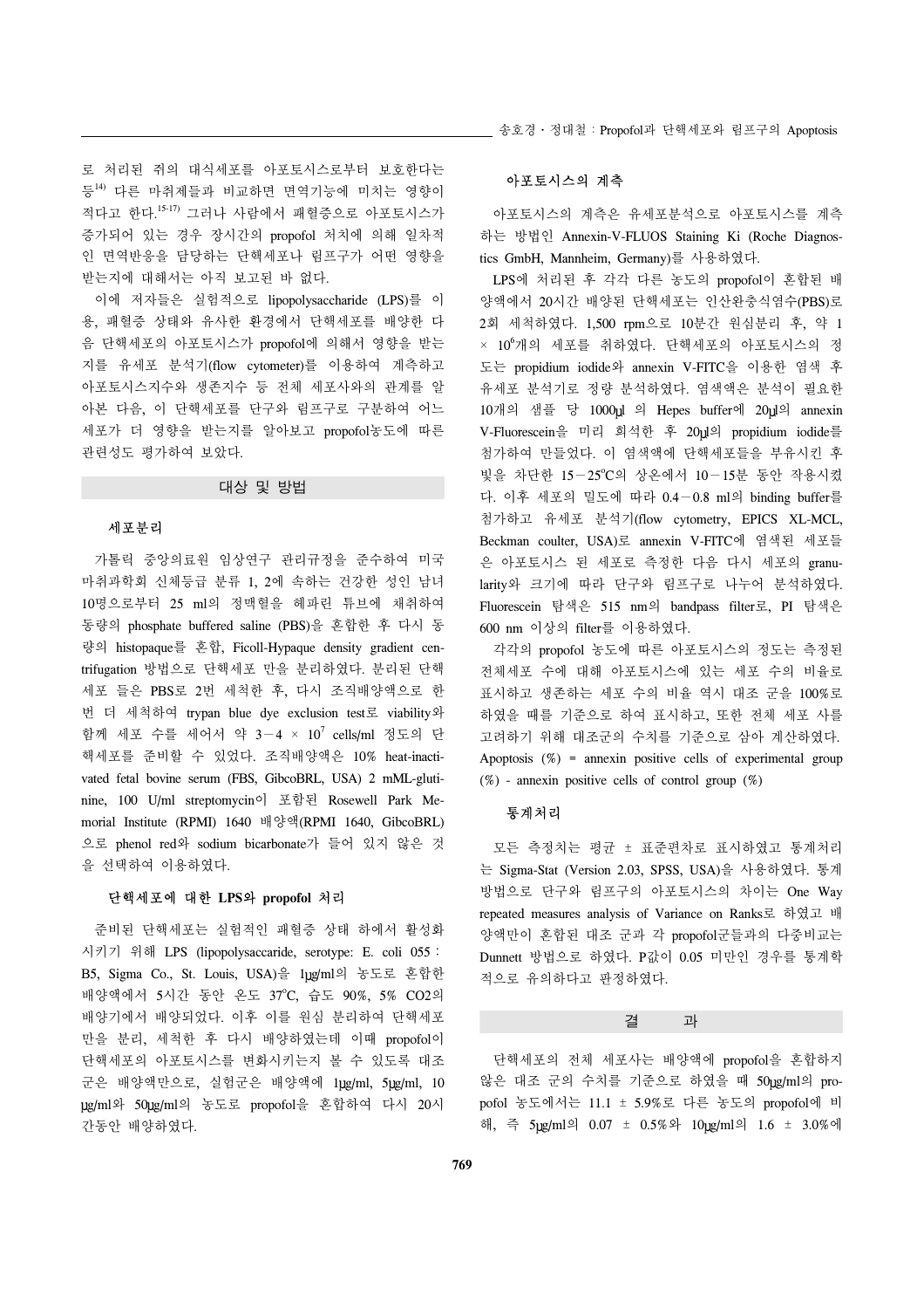로 처리된 쥐의 대식세포를 아포토시스로부터 보호한다는 등[14] 다른 마취제들과 비교하면 면역기능에 미치는 영향이 적다고 한다.[15-17] 그러나 사람에서 패혈증으로 아포토시스가 증가되어 있는 경우 장시간의 propofol 처치에 의해 일차적인 면역반응을 담당하는 단핵세포나 림프구가 어떤 영향을 받는지에 대해서는 아직 보고된 바 없다.

이에 저자들은 실험적으로 lipopolysaccharide (LPS)를 이용, 패혈증 상태와 유사한 환경에서 단핵세포를 배양한 다음 단핵세포의 아포토시스가 propofol에 의해서 영향을 받는지를 유세포 분석기(flow cytometer)를 이용하여 계측하고 아포토시스지수와 생존지수 등 전체 세포사와의 관계를 알아본 다음, 이 단핵세포를 단구와 림프구로 구분하여 어느 세포가 더 영향을 받는지를 알아보고 propofol농도에 따른 관련성도 평가하여 보았다.

## 대상 및 방법

### 세포분리

가톨릭 중앙의료원 임상연구 관리규정을 준수하여 미국 마취과학회 신체등급 분류 1, 2에 속하는 건강한 성인 남녀 10명으로부터 25 ml의 정맥혈을 헤파린 튜브에 채취하여 동량의 phosphate buffered saline (PBS)을 혼합한 후 다시 동량의 histopaque를 혼합, Ficoll-Hypaque density gradient centrifugation 방법으로 단핵세포 만을 분리하였다. 분리된 단핵세포 들은 PBS로 2번 세척한 후, 다시 조직배양액으로 한 번 더 세척하여 trypan blue dye exclusion test로 viability와 함께 세포 수를 세어서 약 $3-4 \times 10^7$ cells/ml 정도의 단핵세포를 준비할 수 있었다. 조직배양액은 10% heat-inactivated fetal bovine serum (FBS, GibcoBRL, USA) 2 mML-glutinine, 100 U/ml streptomycin이 포함된 Rosewell Park Memorial Institute (RPMI) 1640 배양액(RPMI 1640, GibcoBRL)으로 phenol red와 sodium bicarbonate가 들어 있지 않은 것을 선택하여 이용하였다.

### 단핵세포에 대한 LPS와 propofol 처리

준비된 단핵세포는 실험적인 패혈증 상태 하에서 활성화시키기 위해 LPS (lipopolysaccaride, serotype: E. coli 055 : B5, Sigma Co., St. Louis, USA)을 1μg/ml의 농도로 혼합한 배양액에서 5시간 동안 온도 37°C, 습도 90%, 5% $CO_2$의 배양기에서 배양되었다. 이후 이를 원심 분리하여 단핵세포 만을 분리, 세척한 후 다시 배양하였는데 이때 propofol이 단핵세포의 아포토시스를 변화시키는지 볼 수 있도록 대조군은 배양액만으로, 실험군은 배양액에 1μg/ml, 5μg/ml, 10 μg/ml와 50μg/ml의 농도로 propofol을 혼합하여 다시 20시간동안 배양하였다.

### 아포토시스의 계측

아포토시스의 계측은 유세포분석으로 아포토시스를 계측하는 방법인 Annexin-V-FLUOS Staining Ki (Roche Diagnostics GmbH, Mannheim, Germany)를 사용하였다.

LPS에 처리된 후 각각 다른 농도의 propofol이 혼합된 배양액에서 20시간 배양된 단핵세포는 인산완충식염수(PBS)로 2회 세척하였다. 1,500 rpm으로 10분간 원심분리 후, 약 $1 \times 10^6$개의 세포를 취하였다. 단핵세포의 아포토시스의 정도는 propidium iodide와 annexin V-FITC을 이용한 염색 후 유세포 분석기로 정량 분석하였다. 염색액은 분석이 필요한 10개의 샘플 당 1000μl 의 Hepes buffer에 20μl의 annexin V-Fluorescein을 미리 희석한 후 20μl의 propidium iodide를 첨가하여 만들었다. 이 염색액에 단핵세포들을 부유시킨 후 빛을 차단한 15－25°C의 상온에서 10－15분 동안 작용시켰다. 이후 세포의 밀도에 따라 0.4－0.8 ml의 binding buffer를 첨가하고 유세포 분석기(flow cytometry, EPICS XL-MCL, Beckman coulter, USA)로 annexin V-FITC에 염색된 세포들은 아포토시스 된 세포로 측정한 다음 다시 세포의 granularity와 크기에 따라 단구와 림프구로 나누어 분석하였다. Fluorescein 탐색은 515 nm의 bandpass filter로, PI 탐색은 600 nm 이상의 filter를 이용하였다.

각각의 propofol 농도에 따른 아포토시스의 정도는 측정된 전체세포 수에 대해 아포토시스에 있는 세포 수의 비율로 표시하고 생존하는 세포 수의 비율 역시 대조 군을 100%로 하였을 때를 기준으로 하여 표시하고, 또한 전체 세포 사를 고려하기 위해 대조군의 수치를 기준으로 삼아 계산하였다.

Apoptosis (%) = annexin positive cells of experimental group (%) - annexin positive cells of control group (%)

### 통계처리

모든 측정치는 평균 ± 표준편차로 표시하였고 통계처리는 Sigma-Stat (Version 2.03, SPSS, USA)을 사용하였다. 통계방법으로 단구와 림프구의 아포토시스의 차이는 One Way repeated measures analysis of Variance on Ranks로 하였고 배양액만이 혼합된 대조 군과 각 propofol군들과의 다중비교는 Dunnett 방법으로 하였다. P값이 0.05 미만인 경우를 통계학적으로 유의하다고 판정하였다.

## 결 과

단핵세포의 전체 세포사는 배양액에 propofol을 혼합하지 않은 대조 군의 수치를 기준으로 하였을 때 50μg/ml의 propofol 농도에서는 11.1 ± 5.9%로 다른 농도의 propofol에 비해, 즉 5μg/ml의 0.07 ± 0.5%와 10μg/ml의 1.6 ± 3.0%에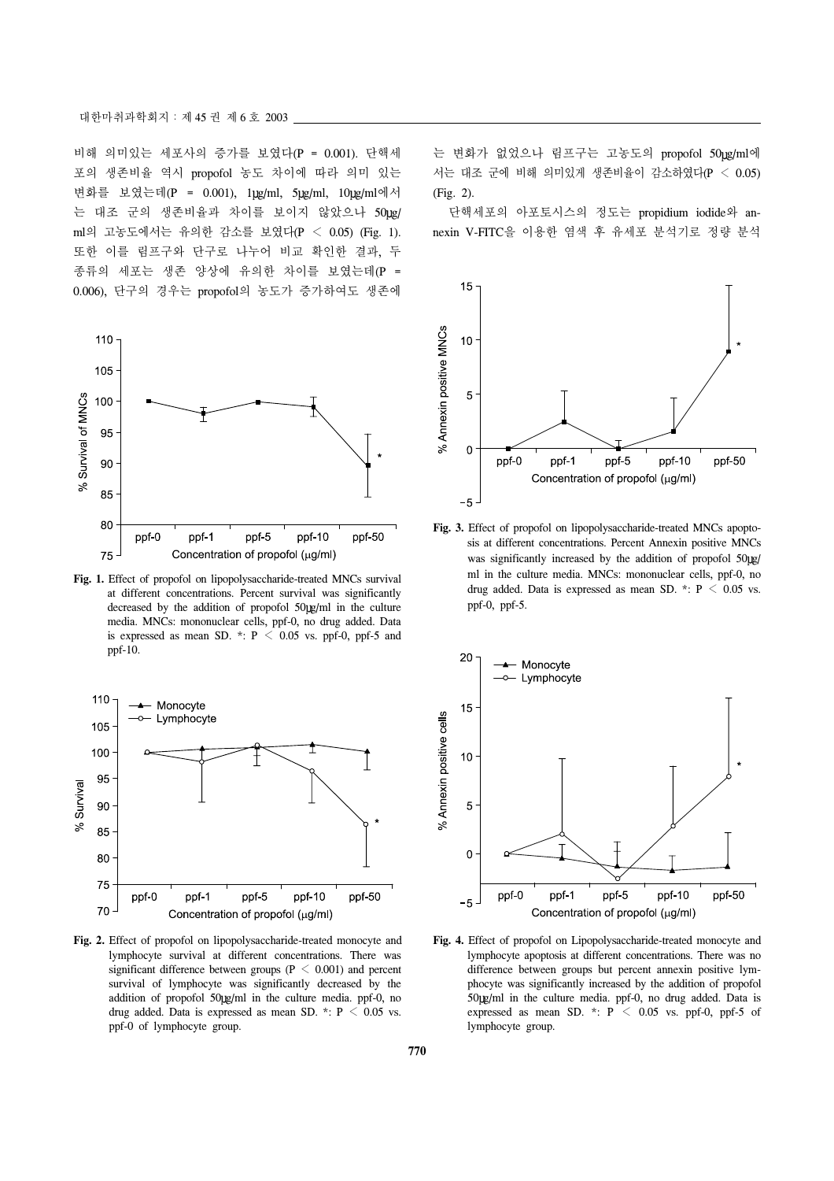비해 의미있는 세포사의 증가를 보였다(P = 0.001). 단핵세포의 생존비율 역시 propofol 농도 차이에 따라 의미 있는 변화를 보였는데(P = 0.001), 1μg/ml, 5μg/ml, 10μg/ml에서는 대조 군의 생존비율과 차이를 보이지 않았으나 50μg/ml의 고농도에서는 유의한 감소를 보였다(P < 0.05) (Fig. 1). 또한 이를 림프구와 단구로 나누어 비교 확인한 결과, 두 종류의 세포는 생존 양상에 유의한 차이를 보였는데(P = 0.006), 단구의 경우는 propofol의 농도가 증가하여도 생존에는 변화가 없었으나 림프구는 고농도의 propofol 50μg/ml에서는 대조 군에 비해 의미있게 생존비율이 감소하였다(P < 0.05) (Fig. 2).

단핵세포의 아포토시스의 정도는 propidium iodide와 annexin V-FITC을 이용한 염색 후 유세포 분석기로 정량 분석

**Fig. 1.** Effect of propofol on lipopolysaccharide-treated MNCs survival at different concentrations. Percent survival was significantly decreased by the addition of propofol 50μg/ml in the culture media. MNCs: mononuclear cells, ppf-0, no drug added. Data is expressed as mean SD. *: P < 0.05 vs. ppf-0, ppf-5 and ppf-10.

**Fig. 2.** Effect of propofol on lipopolysaccharide-treated monocyte and lymphocyte survival at different concentrations. There was significant difference between groups (P < 0.001) and percent survival of lymphocyte was significantly decreased by the addition of propofol 50μg/ml in the culture media. ppf-0, no drug added. Data is expressed as mean SD. *: P < 0.05 vs. ppf-0 of lymphocyte group.

**Fig. 3.** Effect of propofol on lipopolysaccharide-treated MNCs apoptosis at different concentrations. Percent Annexin positive MNCs was significantly increased by the addition of propofol 50μg/ml in the culture media. MNCs: mononuclear cells, ppf-0, no drug added. Data is expressed as mean SD. *: P < 0.05 vs. ppf-0, ppf-5.

**Fig. 4.** Effect of propofol on Lipopolysaccharide-treated monocyte and lymphocyte apoptosis at different concentrations. There was no difference between groups but percent annexin positive lymphocyte was significantly increased by the addition of propofol 50μg/ml in the culture media. ppf-0, no drug added. Data is expressed as mean SD. *: P < 0.05 vs. ppf-0, ppf-5 of lymphocyte group.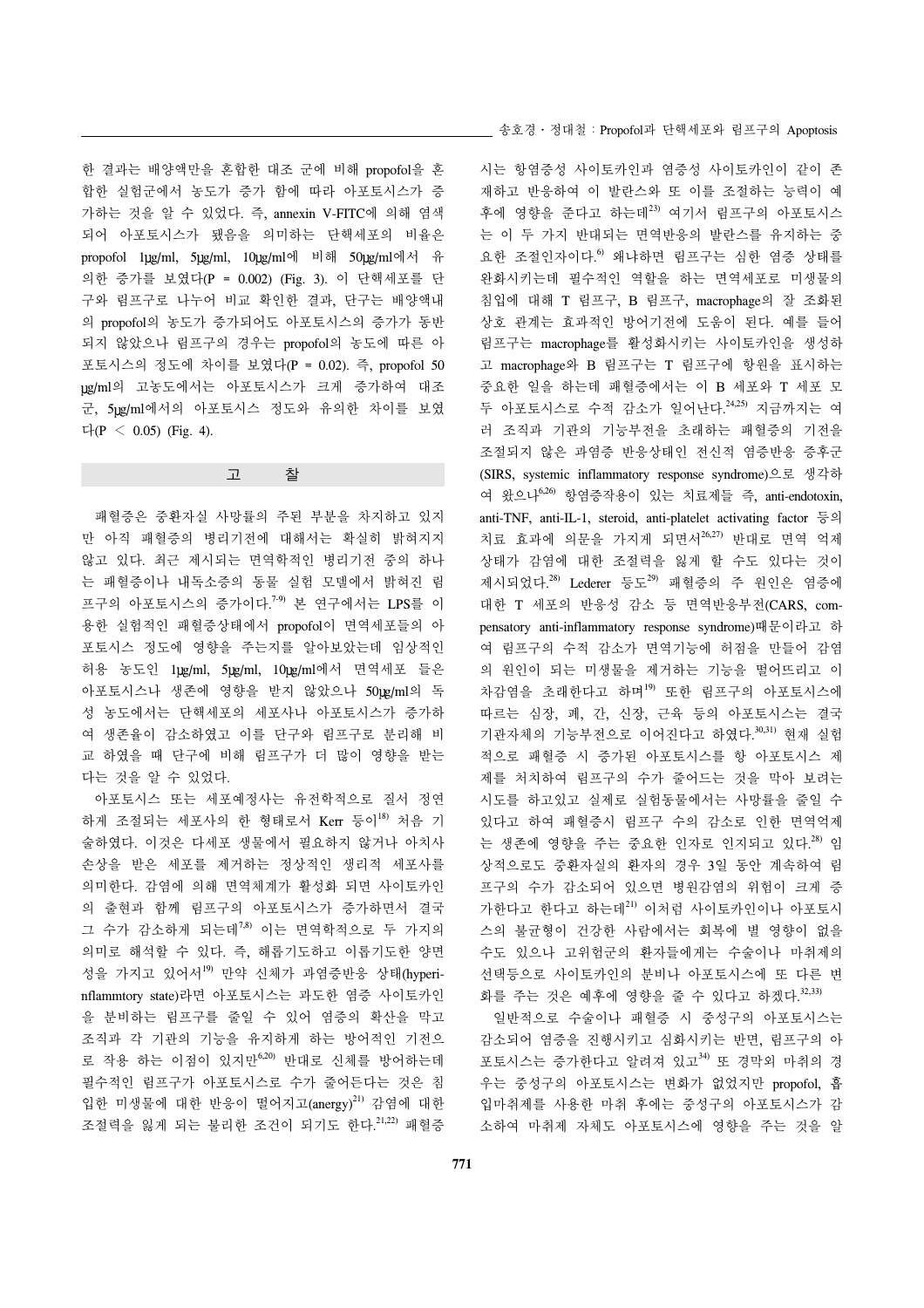한 결과는 배양액만을 혼합한 대조 군에 비해 propofol을 혼합한 실험군에서 농도가 증가 함에 따라 아포토시스가 증가하는 것을 알 수 있었다. 즉, annexin V-FITC에 의해 염색되어 아포토시스가 됐음을 의미하는 단핵세포의 비율은 propofol 1μg/ml, 5μg/ml, 10μg/ml에 비해 50μg/ml에서 유의한 증가를 보였다(P = 0.002) (Fig. 3). 이 단핵세포를 단구와 림프구로 나누어 비교 확인한 결과, 단구는 배양액내의 propofol의 농도가 증가되어도 아포토시스의 증가가 동반되지 않았으나 림프구의 경우는 propofol의 농도에 따른 아포토시스의 정도에 차이를 보였다(P = 0.02). 즉, propofol 50 μg/ml의 고농도에서는 아포토시스가 크게 증가하여 대조군, 5μg/ml에서의 아포토시스 정도와 유의한 차이를 보였다(P < 0.05) (Fig. 4).

## 고 찰

패혈증은 중환자실 사망률의 주된 부분을 차지하고 있지만 아직 패혈증의 병리기전에 대해서는 확실히 밝혀지지 않고 있다. 최근 제시되는 면역학적인 병리기전 중의 하나는 패혈증이나 내독소증의 동물 실험 모델에서 밝혀진 림프구의 아포토시스의 증가이다.[7-9] 본 연구에서는 LPS를 이용한 실험적인 패혈증상태에서 propofol이 면역세포들의 아포토시스 정도에 영향을 주는지를 알아보았는데 임상적인 허용 농도인 1μg/ml, 5μg/ml, 10μg/ml에서 면역세포 들은 아포토시스나 생존에 영향을 받지 않았으나 50μg/ml의 독성 농도에서는 단핵세포의 세포사나 아포토시스가 증가하여 생존율이 감소하였고 이를 단구와 림프구로 분리해 비교 하였을 때 단구에 비해 림프구가 더 많이 영향을 받는다는 것을 알 수 있었다.

아포토시스 또는 세포예정사는 유전학적으로 질서 정연하게 조절되는 세포사의 한 형태로서 Kerr 등이[18] 처음 기술하였다. 이것은 다세포 생물에서 필요하지 않거나 아치사 손상을 받은 세포를 제거하는 정상적인 생리적 세포사를 의미한다. 감염에 의해 면역체계가 활성화 되면 사이토카인의 출현과 함께 림프구의 아포토시스가 증가하면서 결국 그 수가 감소하게 되는데[7,8] 이는 면역학적으로 두 가지의 의미로 해석할 수 있다. 즉, 해롭기도하고 이롭기도한 양면성을 가지고 있어서[19] 만약 신체가 과염증반응 상태(hyperinflammtory state)라면 아포토시스는 과도한 염증 사이토카인을 분비하는 림프구를 줄일 수 있어 염증의 확산을 막고 조직과 각 기관의 기능을 유지하게 하는 방어적인 기전으로 작용 하는 이점이 있지만[6,20] 반대로 신체를 방어하는데 필수적인 림프구가 아포토시스로 수가 줄어든다는 것은 침입한 미생물에 대한 반응이 떨어지고(anergy)[21] 감염에 대한 조절력을 잃게 되는 불리한 조건이 되기도 한다.[21,22] 패혈증시는 항염증성 사이토카인과 염증성 사이토카인이 같이 존재하고 반응하여 이 발란스와 또 이를 조절하는 능력이 예후에 영향을 준다고 하는데[23] 여기서 림프구의 아포토시스는 이 두 가지 반대되는 면역반응의 발란스를 유지하는 중요한 조절인자이다.[6] 왜냐하면 림프구는 심한 염증 상태를 완화시키는데 필수적인 역할을 하는 면역세포로 미생물의 침입에 대해 T 림프구, B 림프구, macrophage의 잘 조화된 상호 관계는 효과적인 방어기전에 도움이 된다. 예를 들어 림프구는 macrophage를 활성화시키는 사이토카인을 생성하고 macrophage와 B 림프구는 T 림프구에 항원을 표시하는 중요한 일을 하는데 패혈증에서는 이 B 세포와 T 세포 모두 아포토시스로 수적 감소가 일어난다.[24,25] 지금까지는 여러 조직과 기관의 기능부전을 초래하는 패혈증의 기전을 조절되지 않은 과염증 반응상태인 전신적 염증반응 증후군(SIRS, systemic inflammatory response syndrome)으로 생각하여 왔으나[6,26] 항염증작용이 있는 치료제들 즉, anti-endotoxin, anti-TNF, anti-IL-1, steroid, anti-platelet activating factor 등의 치료 효과에 의문을 가지게 되면서[26,27] 반대로 면역 억제 상태가 감염에 대한 조절력을 잃게 할 수도 있다는 것이 제시되었다.[28] Lederer 등도[29] 패혈증의 주 원인은 염증에 대한 T 세포의 반응성 감소 등 면역반응부전(CARS, compensatory anti-inflammatory response syndrome)때문이라고 하여 림프구의 수적 감소가 면역기능에 허점을 만들어 감염의 원인이 되는 미생물을 제거하는 기능을 떨어뜨리고 이차감염을 초래한다고 하며[19] 또한 림프구의 아포토시스에 따르는 심장, 폐, 간, 신장, 근육 등의 아포토시스는 결국 기관자체의 기능부전으로 이어진다고 하였다.[30,31] 현재 실험적으로 패혈증 시 증가된 아포토시스를 항 아포토시스 제제를 처치하여 림프구의 수가 줄어드는 것을 막아 보려는 시도를 하고있고 실제로 실험동물에서는 사망률을 줄일 수 있다고 하여 패혈증시 림프구 수의 감소로 인한 면역억제는 생존에 영향을 주는 중요한 인자로 인지되고 있다.[28] 임상적으로도 중환자실의 환자의 경우 3일 동안 계속하여 림프구의 수가 감소되어 있으면 병원감염의 위험이 크게 증가한다고 한다고 하는데[21] 이처럼 사이토카인이나 아포토시스의 불균형이 건강한 사람에서는 회복에 별 영향이 없을 수도 있으나 고위험군의 환자들에게는 수술이나 마취제의 선택등으로 사이토카인의 분비나 아포토시스에 또 다른 변화를 주는 것은 예후에 영향을 줄 수 있다고 하겠다.[32,33]

일반적으로 수술이나 패혈증 시 중성구의 아포토시스는 감소되어 염증을 진행시키고 심화시키는 반면, 림프구의 아포토시스는 증가한다고 알려져 있고[34] 또 경막외 마취의 경우는 중성구의 아포토시스는 변화가 없었지만 propofol, 흡입마취제를 사용한 마취 후에는 중성구의 아포토시스가 감소하여 마취제 자체도 아포토시스에 영향을 주는 것을 알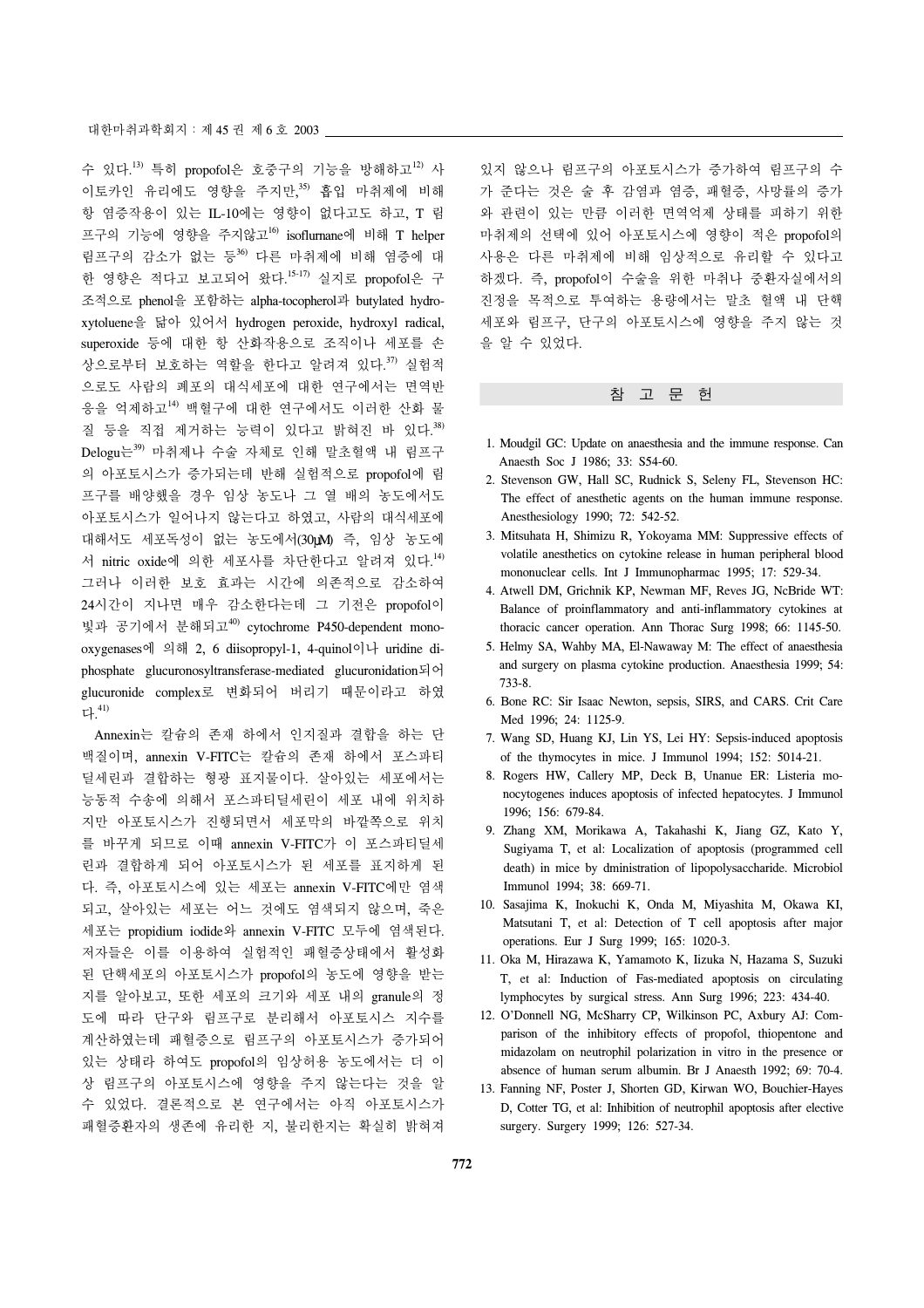수 있다.[13]) 특히 propofol은 호중구의 기능을 방해하고[12]) 사이토카인 유리에도 영향을 주지만,[35]) 흡입 마취제에 비해 항 염증작용이 있는 IL-10에는 영향이 없다고도 하고, T 림프구의 기능에 영향을 주지않고[16]) isoflurnane에 비해 T helper 림프구의 감소가 없는 등[36]) 다른 마취제에 비해 염증에 대한 영향은 적다고 보고되어 왔다.[15-17]) 실지로 propofol은 구조적으로 phenol을 포함하는 alpha-tocopherol과 butylated hydroxytoluene을 닮아 있어서 hydrogen peroxide, hydroxyl radical, superoxide 등에 대한 항 산화작용으로 조직이나 세포를 손상으로부터 보호하는 역할을 한다고 알려져 있다.[37]) 실험적으로도 사람의 폐포의 대식세포에 대한 연구에서는 면역반응을 억제하고[14]) 백혈구에 대한 연구에서도 이러한 산화 물질 등을 직접 제거하는 능력이 있다고 밝혀진 바 있다.[38]) Delogu는[39]) 마취제나 수술 자체로 인해 말초혈액 내 림프구의 아포토시스가 증가되는데 반해 실험적으로 propofol에 림프구를 배양했을 경우 임상 농도나 그 열 배의 농도에서도 아포토시스가 일어나지 않는다고 하였고, 사람의 대식세포에 대해서도 세포독성이 없는 농도에서(30μM) 즉, 임상 농도에서 nitric oxide에 의한 세포사를 차단한다고 알려져 있다.[14]) 그러나 이러한 보호 효과는 시간에 의존적으로 감소하여 24시간이 지나면 매우 감소한다는데 그 기전은 propofol이 빛과 공기에서 분해되고[40]) cytochrome P450-dependent monooxygenases에 의해 2, 6 diisopropyl-1, 4-quinol이나 uridine diphosphate glucuronosyltransferase-mediated glucuronidation되어 glucuronide complex로 변화되어 버리기 때문이라고 하였다.[41])

Annexin는 칼슘의 존재 하에서 인지질과 결합을 하는 단백질이며, annexin V-FITC는 칼슘의 존재 하에서 포스파티딜세린과 결합하는 형광 표지물이다. 살아있는 세포에서는 능동적 수송에 의해서 포스파티딜세린이 세포 내에 위치하지만 아포토시스가 진행되면서 세포막의 바깥쪽으로 위치를 바꾸게 되므로 이때 annexin V-FITC가 이 포스파티딜세린과 결합하게 되어 아포토시스가 된 세포를 표지하게 된다. 즉, 아포토시스에 있는 세포는 annexin V-FITC에만 염색되고, 살아있는 세포는 어느 것에도 염색되지 않으며, 죽은 세포는 propidium iodide와 annexin V-FITC 모두에 염색된다. 저자들은 이를 이용하여 실험적인 패혈증상태에서 활성화된 단핵세포의 아포토시스가 propofol의 농도에 영향을 받는지를 알아보고, 또한 세포의 크기와 세포 내의 granule의 정도에 따라 단구와 림프구로 분리해서 아포토시스 지수를 계산하였는데 패혈증으로 림프구의 아포토시스가 증가되어 있는 상태라 하여도 propofol의 임상허용 농도에서는 더 이상 림프구의 아포토시스에 영향을 주지 않는다는 것을 알 수 있었다. 결론적으로 본 연구에서는 아직 아포토시스가 패혈증환자의 생존에 유리한 지, 불리한지는 확실히 밝혀져 있지 않으나 림프구의 아포토시스가 증가하여 림프구의 수가 준다는 것은 술 후 감염과 염증, 패혈증, 사망률의 증가와 관련이 있는 만큼 이러한 면역억제 상태를 피하기 위한 마취제의 선택에 있어 아포토시스에 영향이 적은 propofol의 사용은 다른 마취제에 비해 임상적으로 유리할 수 있다고 하겠다. 즉, propofol이 수술을 위한 마취나 중환자실에서의 진정을 목적으로 투여하는 용량에서는 말초 혈액 내 단핵세포와 림프구, 단구의 아포토시스에 영향을 주지 않는 것을 알 수 있었다.

## 참 고 문 헌

1. Moudgil GC: Update on anaesthesia and the immune response. Can Anaesth Soc J 1986; 33: S54-60.
2. Stevenson GW, Hall SC, Rudnick S, Seleny FL, Stevenson HC: The effect of anesthetic agents on the human immune response. Anesthesiology 1990; 72: 542-52.
3. Mitsuhata H, Shimizu R, Yokoyama MM: Suppressive effects of volatile anesthetics on cytokine release in human peripheral blood mononuclear cells. Int J Immunopharmac 1995; 17: 529-34.
4. Atwell DM, Grichnik KP, Newman MF, Reves JG, NcBride WT: Balance of proinflammatory and anti-inflammatory cytokines at thoracic cancer operation. Ann Thorac Surg 1998; 66: 1145-50.
5. Helmy SA, Wahby MA, El-Nawaway M: The effect of anaesthesia and surgery on plasma cytokine production. Anaesthesia 1999; 54: 733-8.
6. Bone RC: Sir Isaac Newton, sepsis, SIRS, and CARS. Crit Care Med 1996; 24: 1125-9.
7. Wang SD, Huang KJ, Lin YS, Lei HY: Sepsis-induced apoptosis of the thymocytes in mice. J Immunol 1994; 152: 5014-21.
8. Rogers HW, Callery MP, Deck B, Unanue ER: Listeria monocytogenes induces apoptosis of infected hepatocytes. J Immunol 1996; 156: 679-84.
9. Zhang XM, Morikawa A, Takahashi K, Jiang GZ, Kato Y, Sugiyama T, et al: Localization of apoptosis (programmed cell death) in mice by dministration of lipopolysaccharide. Microbiol Immunol 1994; 38: 669-71.
10. Sasajima K, Inokuchi K, Onda M, Miyashita M, Okawa KI, Matsutani T, et al: Detection of T cell apoptosis after major operations. Eur J Surg 1999; 165: 1020-3.
11. Oka M, Hirazawa K, Yamamoto K, Iizuka N, Hazama S, Suzuki T, et al: Induction of Fas-mediated apoptosis on circulating lymphocytes by surgical stress. Ann Surg 1996; 223: 434-40.
12. O'Donnell NG, McSharry CP, Wilkinson PC, Axbury AJ: Comparison of the inhibitory effects of propofol, thiopentone and midazolam on neutrophil polarization in vitro in the presence or absence of human serum albumin. Br J Anaesth 1992; 69: 70-4.
13. Fanning NF, Poster J, Shorten GD, Kirwan WO, Bouchier-Hayes D, Cotter TG, et al: Inhibition of neutrophil apoptosis after elective surgery. Surgery 1999; 126: 527-34.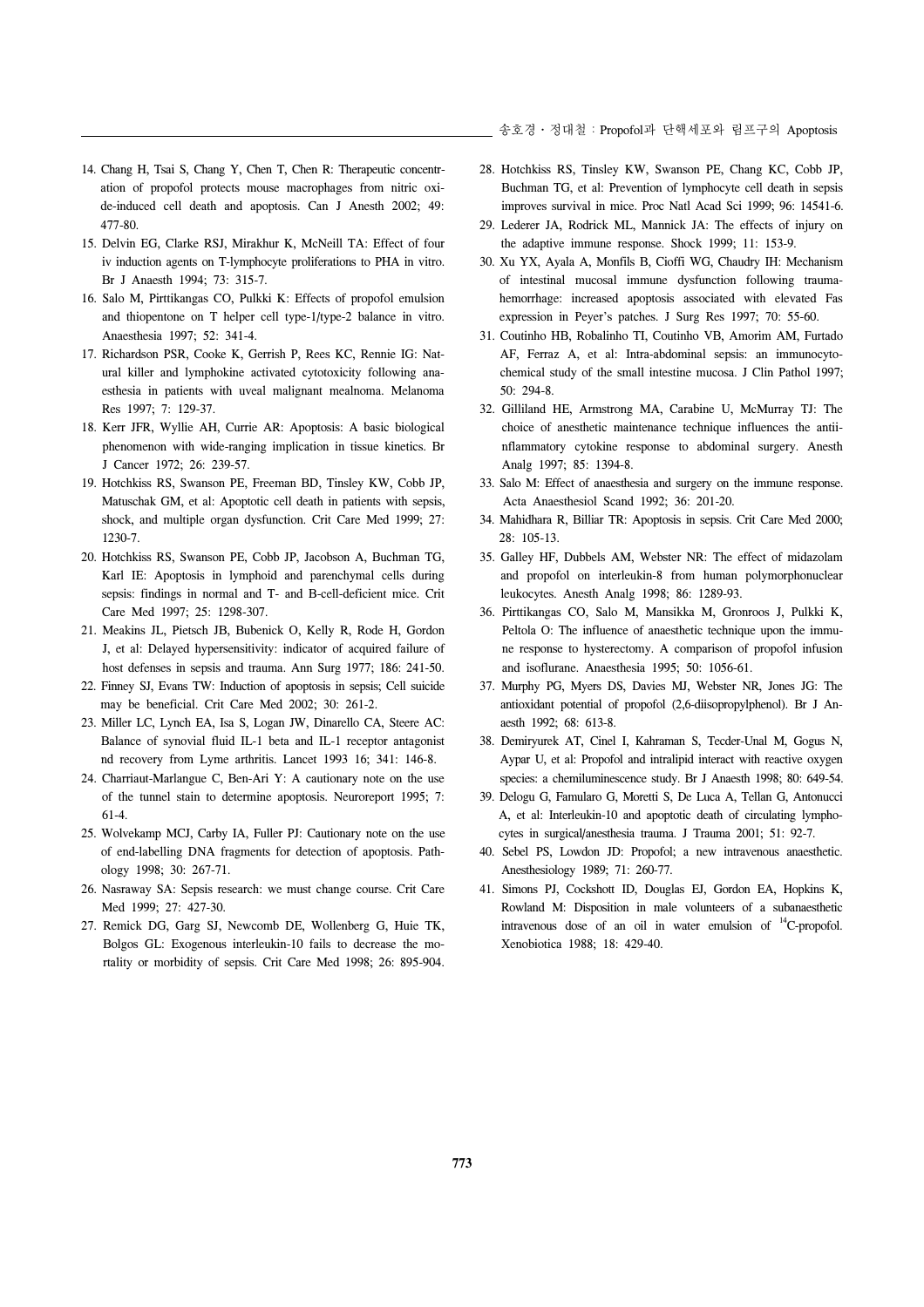14. Chang H, Tsai S, Chang Y, Chen T, Chen R: Therapeutic concentration of propofol protects mouse macrophages from nitric oxide-induced cell death and apoptosis. Can J Anesth 2002; 49: 477-80.
15. Delvin EG, Clarke RSJ, Mirakhur K, McNeill TA: Effect of four iv induction agents on T-lymphocyte proliferations to PHA in vitro. Br J Anaesth 1994; 73: 315-7.
16. Salo M, Pirttikangas CO, Pulkki K: Effects of propofol emulsion and thiopentone on T helper cell type-1/type-2 balance in vitro. Anaesthesia 1997; 52: 341-4.
17. Richardson PSR, Cooke K, Gerrish P, Rees KC, Rennie IG: Natural killer and lymphokine activated cytotoxicity following anaesthesia in patients with uveal malignant mealnoma. Melanoma Res 1997; 7: 129-37.
18. Kerr JFR, Wyllie AH, Currie AR: Apoptosis: A basic biological phenomenon with wide-ranging implication in tissue kinetics. Br J Cancer 1972; 26: 239-57.
19. Hotchkiss RS, Swanson PE, Freeman BD, Tinsley KW, Cobb JP, Matuschak GM, et al: Apoptotic cell death in patients with sepsis, shock, and multiple organ dysfunction. Crit Care Med 1999; 27: 1230-7.
20. Hotchkiss RS, Swanson PE, Cobb JP, Jacobson A, Buchman TG, Karl IE: Apoptosis in lymphoid and parenchymal cells during sepsis: findings in normal and T- and B-cell-deficient mice. Crit Care Med 1997; 25: 1298-307.
21. Meakins JL, Pietsch JB, Bubenick O, Kelly R, Rode H, Gordon J, et al: Delayed hypersensitivity: indicator of acquired failure of host defenses in sepsis and trauma. Ann Surg 1977; 186: 241-50.
22. Finney SJ, Evans TW: Induction of apoptosis in sepsis; Cell suicide may be beneficial. Crit Care Med 2002; 30: 261-2.
23. Miller LC, Lynch EA, Isa S, Logan JW, Dinarello CA, Steere AC: Balance of synovial fluid IL-1 beta and IL-1 receptor antagonist nd recovery from Lyme arthritis. Lancet 1993 16; 341: 146-8.
24. Charriaut-Marlangue C, Ben-Ari Y: A cautionary note on the use of the tunnel stain to determine apoptosis. Neuroreport 1995; 7: 61-4.
25. Wolvekamp MCJ, Carby IA, Fuller PJ: Cautionary note on the use of end-labelling DNA fragments for detection of apoptosis. Pathology 1998; 30: 267-71.
26. Nasraway SA: Sepsis research: we must change course. Crit Care Med 1999; 27: 427-30.
27. Remick DG, Garg SJ, Newcomb DE, Wollenberg G, Huie TK, Bolgos GL: Exogenous interleukin-10 fails to decrease the mortality or morbidity of sepsis. Crit Care Med 1998; 26: 895-904.
28. Hotchkiss RS, Tinsley KW, Swanson PE, Chang KC, Cobb JP, Buchman TG, et al: Prevention of lymphocyte cell death in sepsis improves survival in mice. Proc Natl Acad Sci 1999; 96: 14541-6.
29. Lederer JA, Rodrick ML, Mannick JA: The effects of injury on the adaptive immune response. Shock 1999; 11: 153-9.
30. Xu YX, Ayala A, Monfils B, Cioffi WG, Chaudry IH: Mechanism of intestinal mucosal immune dysfunction following trauma-hemorrhage: increased apoptosis associated with elevated Fas expression in Peyer's patches. J Surg Res 1997; 70: 55-60.
31. Coutinho HB, Robalinho TI, Coutinho VB, Amorim AM, Furtado AF, Ferraz A, et al: Intra-abdominal sepsis: an immunocytochemical study of the small intestine mucosa. J Clin Pathol 1997; 50: 294-8.
32. Gilliland HE, Armstrong MA, Carabine U, McMurray TJ: The choice of anesthetic maintenance technique influences the antiinflammatory cytokine response to abdominal surgery. Anesth Analg 1997; 85: 1394-8.
33. Salo M: Effect of anaesthesia and surgery on the immune response. Acta Anaesthesiol Scand 1992; 36: 201-20.
34. Mahidhara R, Billiar TR: Apoptosis in sepsis. Crit Care Med 2000; 28: 105-13.
35. Galley HF, Dubbels AM, Webster NR: The effect of midazolam and propofol on interleukin-8 from human polymorphonuclear leukocytes. Anesth Analg 1998; 86: 1289-93.
36. Pirttikangas CO, Salo M, Mansikka M, Gronroos J, Pulkki K, Peltola O: The influence of anaesthetic technique upon the immune response to hysterectomy. A comparison of propofol infusion and isoflurane. Anaesthesia 1995; 50: 1056-61.
37. Murphy PG, Myers DS, Davies MJ, Webster NR, Jones JG: The antioxidant potential of propofol (2,6-diisopropylphenol). Br J Anaesth 1992; 68: 613-8.
38. Demiryurek AT, Cinel I, Kahraman S, Tecder-Unal M, Gogus N, Aypar U, et al: Propofol and intralipid interact with reactive oxygen species: a chemiluminescence study. Br J Anaesth 1998; 80: 649-54.
39. Delogu G, Famularo G, Moretti S, De Luca A, Tellan G, Antonucci A, et al: Interleukin-10 and apoptotic death of circulating lymphocytes in surgical/anesthesia trauma. J Trauma 2001; 51: 92-7.
40. Sebel PS, Lowdon JD: Propofol; a new intravenous anaesthetic. Anesthesiology 1989; 71: 260-77.
41. Simons PJ, Cockshott ID, Douglas EJ, Gordon EA, Hopkins K, Rowland M: Disposition in male volunteers of a subanaesthetic intravenous dose of an oil in water emulsion of $^{14}$C-propofol. Xenobiotica 1988; 18: 429-40.